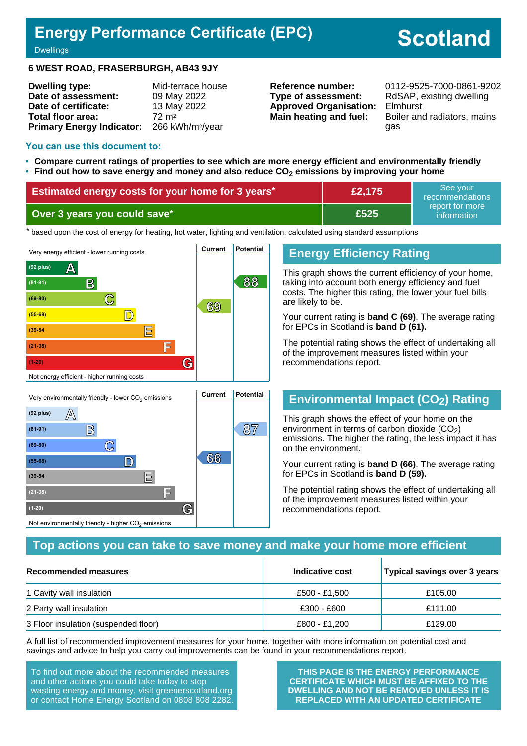# Energy Performance Certificate (EPC)

Dwellings

# Scotland

**6 WEST ROAD, FRASERBURGH, AB43 9JY**

| | |
|---|---|
| **Dwelling type:** | Mid-terrace house |
| **Date of assessment:** | 09 May 2022 |
| **Date of certificate:** | 13 May 2022 |
| **Total floor area:** | 72 m² |
| **Primary Energy Indicator:** | 266 kWh/m²/year |

| | |
|---|---|
| **Reference number:** | 0112-9525-7000-0861-9202 |
| **Type of assessment:** | RdSAP, existing dwelling |
| **Approved Organisation:** | Elmhurst |
| **Main heating and fuel:** | Boiler and radiators, mains gas |

## You can use this document to:

- **Compare current ratings of properties to see which are more energy efficient and environmentally friendly**
- **Find out how to save energy and money and also reduce $CO_2$ emissions by improving your home**

| | | |
|---|---|---|
| **Estimated energy costs for your home for 3 years*** | **£2,175** | See your recommendations report for more information |
| **Over 3 years you could save*** | **£525** | |

\* based upon the cost of energy for heating, hot water, lighting and ventilation, calculated using standard assumptions

| Very energy efficient - lower running costs | Current | Potential |
|---|---|---|
| (92 plus) A | | |
| (81-91) B | | 88 |
| (69-80) C | 69 | |
| (55-68) D | | |
| (39-54) E | | |
| (21-38) F | | |
| (1-20) G | | |
| Not energy efficient - higher running costs | | |

## Energy Efficiency Rating

This graph shows the current efficiency of your home, taking into account both energy efficiency and fuel costs. The higher this rating, the lower your fuel bills are likely to be.

Your current rating is **band C (69)**. The average rating for EPCs in Scotland is **band D (61).**

The potential rating shows the effect of undertaking all of the improvement measures listed within your recommendations report.

| Very environmentally friendly - lower $CO_2$ emissions | Current | Potential |
|---|---|---|
| (92 plus) A | | |
| (81-91) B | | 87 |
| (69-80) C | | |
| (55-68) D | 66 | |
| (39-54) E | | |
| (21-38) F | | |
| (1-20) G | | |
| Not environmentally friendly - higher $CO_2$ emissions | | |

## Environmental Impact ($CO_2$) Rating

This graph shows the effect of your home on the environment in terms of carbon dioxide ($CO_2$) emissions. The higher the rating, the less impact it has on the environment.

Your current rating is **band D (66)**. The average rating for EPCs in Scotland is **band D (59).**

The potential rating shows the effect of undertaking all of the improvement measures listed within your recommendations report.

## Top actions you can take to save money and make your home more efficient

| Recommended measures | Indicative cost | Typical savings over 3 years |
|---|---|---|
| 1 Cavity wall insulation | £500 - £1,500 | £105.00 |
| 2 Party wall insulation | £300 - £600 | £111.00 |
| 3 Floor insulation (suspended floor) | £800 - £1,200 | £129.00 |

A full list of recommended improvement measures for your home, together with more information on potential cost and savings and advice to help you carry out improvements can be found in your recommendations report.

To find out more about the recommended measures and other actions you could take today to stop wasting energy and money, visit greenerscotland.org or contact Home Energy Scotland on 0808 808 2282.

**THIS PAGE IS THE ENERGY PERFORMANCE CERTIFICATE WHICH MUST BE AFFIXED TO THE DWELLING AND NOT BE REMOVED UNLESS IT IS REPLACED WITH AN UPDATED CERTIFICATE**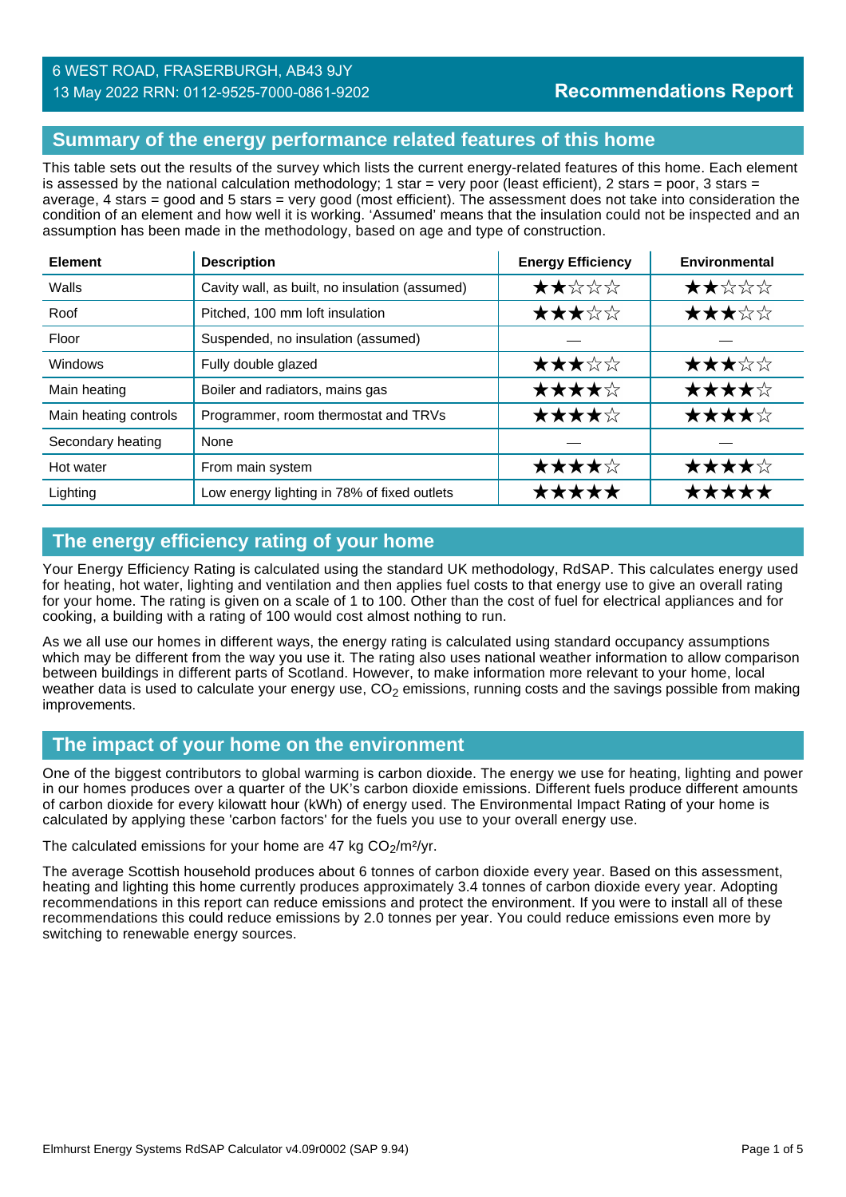6 WEST ROAD, FRASERBURGH, AB43 9JY
13 May 2022 RRN: 0112-9525-7000-0861-9202

**Recommendations Report**

## Summary of the energy performance related features of this home

This table sets out the results of the survey which lists the current energy-related features of this home. Each element is assessed by the national calculation methodology; 1 star = very poor (least efficient), 2 stars = poor, 3 stars = average, 4 stars = good and 5 stars = very good (most efficient). The assessment does not take into consideration the condition of an element and how well it is working. 'Assumed' means that the insulation could not be inspected and an assumption has been made in the methodology, based on age and type of construction.

| Element | Description | Energy Efficiency | Environmental |
|---|---|---|---|
| Walls | Cavity wall, as built, no insulation (assumed) | ★★☆☆☆ | ★★☆☆☆ |
| Roof | Pitched, 100 mm loft insulation | ★★★☆☆ | ★★★☆☆ |
| Floor | Suspended, no insulation (assumed) | — | — |
| Windows | Fully double glazed | ★★★☆☆ | ★★★☆☆ |
| Main heating | Boiler and radiators, mains gas | ★★★★☆ | ★★★★☆ |
| Main heating controls | Programmer, room thermostat and TRVs | ★★★★☆ | ★★★★☆ |
| Secondary heating | None | — | — |
| Hot water | From main system | ★★★★☆ | ★★★★☆ |
| Lighting | Low energy lighting in 78% of fixed outlets | ★★★★★ | ★★★★★ |

## The energy efficiency rating of your home

Your Energy Efficiency Rating is calculated using the standard UK methodology, RdSAP. This calculates energy used for heating, hot water, lighting and ventilation and then applies fuel costs to that energy use to give an overall rating for your home. The rating is given on a scale of 1 to 100. Other than the cost of fuel for electrical appliances and for cooking, a building with a rating of 100 would cost almost nothing to run.

As we all use our homes in different ways, the energy rating is calculated using standard occupancy assumptions which may be different from the way you use it. The rating also uses national weather information to allow comparison between buildings in different parts of Scotland. However, to make information more relevant to your home, local weather data is used to calculate your energy use, $CO_2$ emissions, running costs and the savings possible from making improvements.

## The impact of your home on the environment

One of the biggest contributors to global warming is carbon dioxide. The energy we use for heating, lighting and power in our homes produces over a quarter of the UK's carbon dioxide emissions. Different fuels produce different amounts of carbon dioxide for every kilowatt hour (kWh) of energy used. The Environmental Impact Rating of your home is calculated by applying these 'carbon factors' for the fuels you use to your overall energy use.

The calculated emissions for your home are 47 kg $CO_2/m^2/yr$.

The average Scottish household produces about 6 tonnes of carbon dioxide every year. Based on this assessment, heating and lighting this home currently produces approximately 3.4 tonnes of carbon dioxide every year. Adopting recommendations in this report can reduce emissions and protect the environment. If you were to install all of these recommendations this could reduce emissions by 2.0 tonnes per year. You could reduce emissions even more by switching to renewable energy sources.

Elmhurst Energy Systems RdSAP Calculator v4.09r0002 (SAP 9.94)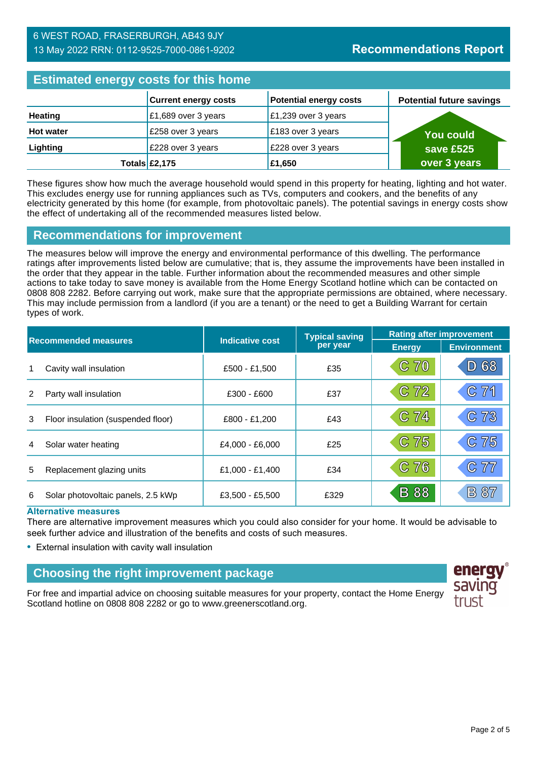6 WEST ROAD, FRASERBURGH, AB43 9JY
13 May 2022 RRN: 0112-9525-7000-0861-9202

**Recommendations Report**

## Estimated energy costs for this home

| | Current energy costs | Potential energy costs | Potential future savings |
|---|---|---|---|
| **Heating** | £1,689 over 3 years | £1,239 over 3 years | You could save £525 over 3 years |
| **Hot water** | £258 over 3 years | £183 over 3 years | |
| **Lighting** | £228 over 3 years | £228 over 3 years | |
| **Totals** | **£2,175** | **£1,650** | |

These figures show how much the average household would spend in this property for heating, lighting and hot water. This excludes energy use for running appliances such as TVs, computers and cookers, and the benefits of any electricity generated by this home (for example, from photovoltaic panels). The potential savings in energy costs show the effect of undertaking all of the recommended measures listed below.

## Recommendations for improvement

The measures below will improve the energy and environmental performance of this dwelling. The performance ratings after improvements listed below are cumulative; that is, they assume the improvements have been installed in the order that they appear in the table. Further information about the recommended measures and other simple actions to take today to save money is available from the Home Energy Scotland hotline which can be contacted on 0808 808 2282. Before carrying out work, make sure that the appropriate permissions are obtained, where necessary. This may include permission from a landlord (if you are a tenant) or the need to get a Building Warrant for certain types of work.

| Recommended measures | | Indicative cost | Typical saving per year | Rating after improvement | |
|---|---|---|---|---|---|
| | | | | Energy | Environment |
| 1 | Cavity wall insulation | £500 - £1,500 | £35 | C 70 | D 68 |
| 2 | Party wall insulation | £300 - £600 | £37 | C 72 | C 71 |
| 3 | Floor insulation (suspended floor) | £800 - £1,200 | £43 | C 74 | C 73 |
| 4 | Solar water heating | £4,000 - £6,000 | £25 | C 75 | C 75 |
| 5 | Replacement glazing units | £1,000 - £1,400 | £34 | C 76 | C 77 |
| 6 | Solar photovoltaic panels, 2.5 kWp | £3,500 - £5,500 | £329 | B 88 | B 87 |

### Alternative measures

There are alternative improvement measures which you could also consider for your home. It would be advisable to seek further advice and illustration of the benefits and costs of such measures.

- External insulation with cavity wall insulation

## Choosing the right improvement package

For free and impartial advice on choosing suitable measures for your property, contact the Home Energy Scotland hotline on 0808 808 2282 or go to www.greenerscotland.org.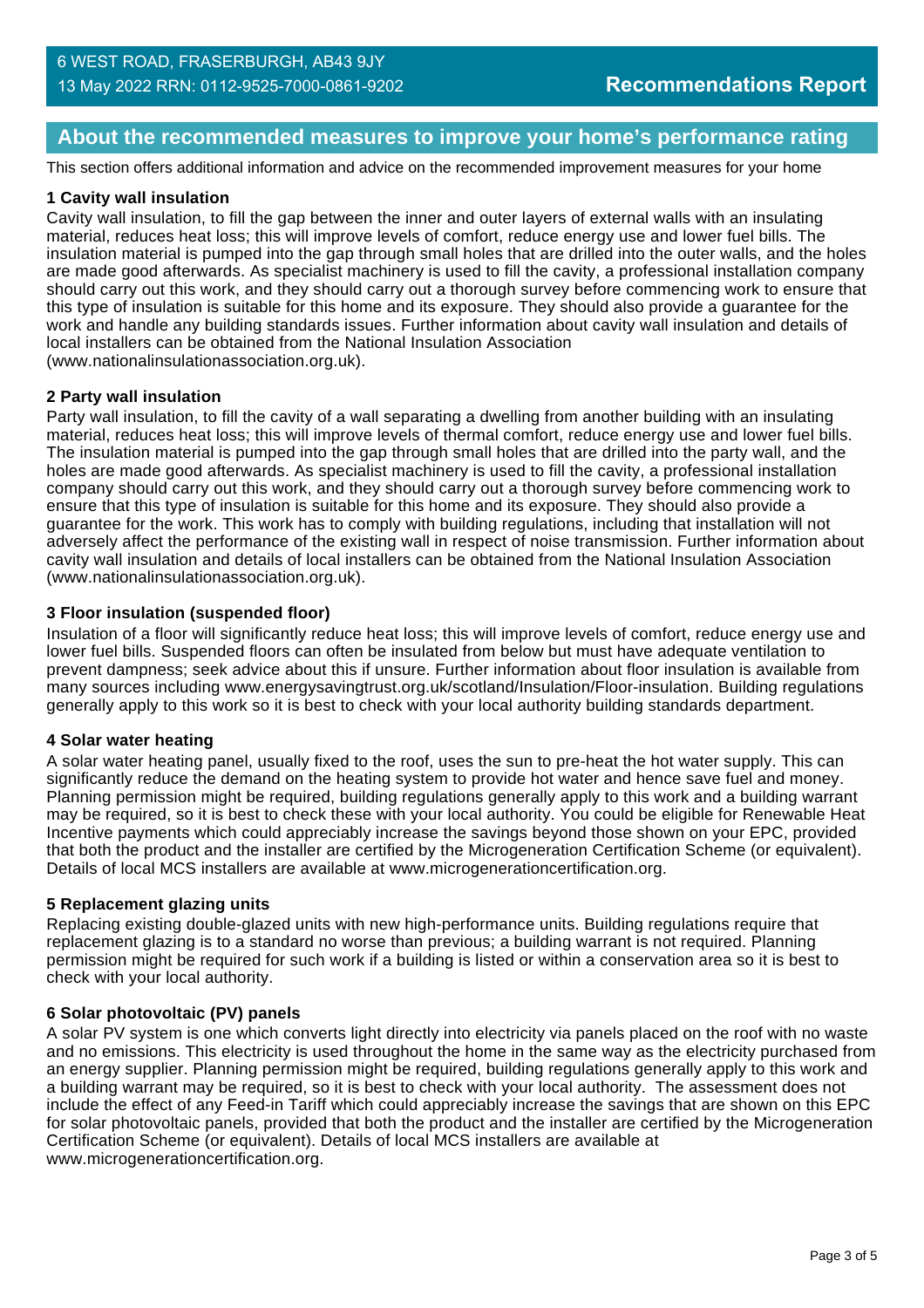## About the recommended measures to improve your home's performance rating

This section offers additional information and advice on the recommended improvement measures for your home

### 1 Cavity wall insulation

Cavity wall insulation, to fill the gap between the inner and outer layers of external walls with an insulating material, reduces heat loss; this will improve levels of comfort, reduce energy use and lower fuel bills. The insulation material is pumped into the gap through small holes that are drilled into the outer walls, and the holes are made good afterwards. As specialist machinery is used to fill the cavity, a professional installation company should carry out this work, and they should carry out a thorough survey before commencing work to ensure that this type of insulation is suitable for this home and its exposure. They should also provide a guarantee for the work and handle any building standards issues. Further information about cavity wall insulation and details of local installers can be obtained from the National Insulation Association (www.nationalinsulationassociation.org.uk).

### 2 Party wall insulation

Party wall insulation, to fill the cavity of a wall separating a dwelling from another building with an insulating material, reduces heat loss; this will improve levels of thermal comfort, reduce energy use and lower fuel bills. The insulation material is pumped into the gap through small holes that are drilled into the party wall, and the holes are made good afterwards. As specialist machinery is used to fill the cavity, a professional installation company should carry out this work, and they should carry out a thorough survey before commencing work to ensure that this type of insulation is suitable for this home and its exposure. They should also provide a guarantee for the work. This work has to comply with building regulations, including that installation will not adversely affect the performance of the existing wall in respect of noise transmission. Further information about cavity wall insulation and details of local installers can be obtained from the National Insulation Association (www.nationalinsulationassociation.org.uk).

### 3 Floor insulation (suspended floor)

Insulation of a floor will significantly reduce heat loss; this will improve levels of comfort, reduce energy use and lower fuel bills. Suspended floors can often be insulated from below but must have adequate ventilation to prevent dampness; seek advice about this if unsure. Further information about floor insulation is available from many sources including www.energysavingtrust.org.uk/scotland/Insulation/Floor-insulation. Building regulations generally apply to this work so it is best to check with your local authority building standards department.

### 4 Solar water heating

A solar water heating panel, usually fixed to the roof, uses the sun to pre-heat the hot water supply. This can significantly reduce the demand on the heating system to provide hot water and hence save fuel and money. Planning permission might be required, building regulations generally apply to this work and a building warrant may be required, so it is best to check these with your local authority. You could be eligible for Renewable Heat Incentive payments which could appreciably increase the savings beyond those shown on your EPC, provided that both the product and the installer are certified by the Microgeneration Certification Scheme (or equivalent). Details of local MCS installers are available at www.microgenerationcertification.org.

### 5 Replacement glazing units

Replacing existing double-glazed units with new high-performance units. Building regulations require that replacement glazing is to a standard no worse than previous; a building warrant is not required. Planning permission might be required for such work if a building is listed or within a conservation area so it is best to check with your local authority.

### 6 Solar photovoltaic (PV) panels

A solar PV system is one which converts light directly into electricity via panels placed on the roof with no waste and no emissions. This electricity is used throughout the home in the same way as the electricity purchased from an energy supplier. Planning permission might be required, building regulations generally apply to this work and a building warrant may be required, so it is best to check with your local authority. The assessment does not include the effect of any Feed-in Tariff which could appreciably increase the savings that are shown on this EPC for solar photovoltaic panels, provided that both the product and the installer are certified by the Microgeneration Certification Scheme (or equivalent). Details of local MCS installers are available at www.microgenerationcertification.org.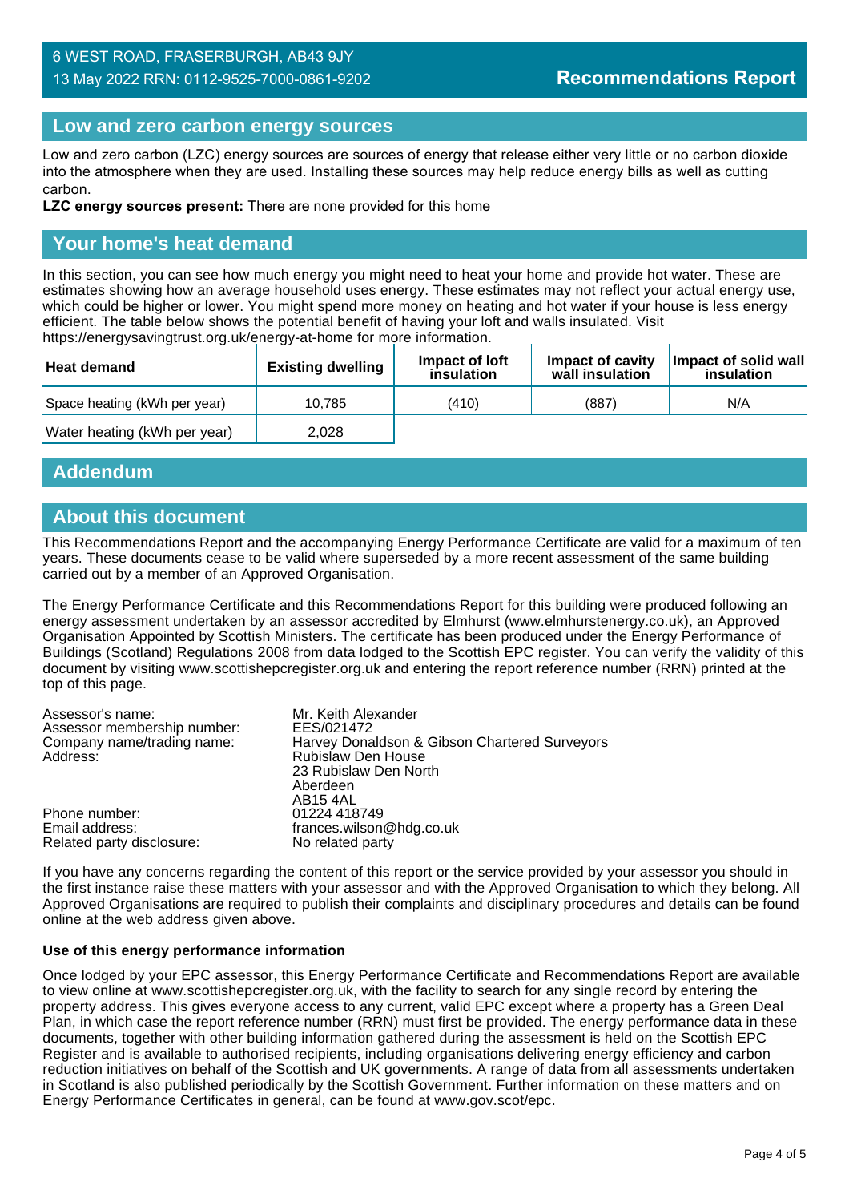6 WEST ROAD, FRASERBURGH, AB43 9JY
13 May 2022 RRN: 0112-9525-7000-0861-9202

**Recommendations Report**

## Low and zero carbon energy sources

Low and zero carbon (LZC) energy sources are sources of energy that release either very little or no carbon dioxide into the atmosphere when they are used. Installing these sources may help reduce energy bills as well as cutting carbon.

**LZC energy sources present:** There are none provided for this home

## Your home's heat demand

In this section, you can see how much energy you might need to heat your home and provide hot water. These are estimates showing how an average household uses energy. These estimates may not reflect your actual energy use, which could be higher or lower. You might spend more money on heating and hot water if your house is less energy efficient. The table below shows the potential benefit of having your loft and walls insulated. Visit https://energysavingtrust.org.uk/energy-at-home for more information.

| Heat demand | Existing dwelling | Impact of loft insulation | Impact of cavity wall insulation | Impact of solid wall insulation |
|---|---|---|---|---|
| Space heating (kWh per year) | 10,785 | (410) | (887) | N/A |
| Water heating (kWh per year) | 2,028 | | | |

## Addendum

## About this document

This Recommendations Report and the accompanying Energy Performance Certificate are valid for a maximum of ten years. These documents cease to be valid where superseded by a more recent assessment of the same building carried out by a member of an Approved Organisation.

The Energy Performance Certificate and this Recommendations Report for this building were produced following an energy assessment undertaken by an assessor accredited by Elmhurst (www.elmhurstenergy.co.uk), an Approved Organisation Appointed by Scottish Ministers. The certificate has been produced under the Energy Performance of Buildings (Scotland) Regulations 2008 from data lodged to the Scottish EPC register. You can verify the validity of this document by visiting www.scottishepcregister.org.uk and entering the report reference number (RRN) printed at the top of this page.

| | |
|---|---|
| Assessor's name: | Mr. Keith Alexander |
| Assessor membership number: | EES/021472 |
| Company name/trading name: | Harvey Donaldson & Gibson Chartered Surveyors |
| Address: | Rubislaw Den House<br>23 Rubislaw Den North<br>Aberdeen<br>AB15 4AL |
| Phone number: | 01224 418749 |
| Email address: | frances.wilson@hdg.co.uk |
| Related party disclosure: | No related party |

If you have any concerns regarding the content of this report or the service provided by your assessor you should in the first instance raise these matters with your assessor and with the Approved Organisation to which they belong. All Approved Organisations are required to publish their complaints and disciplinary procedures and details can be found online at the web address given above.

### Use of this energy performance information

Once lodged by your EPC assessor, this Energy Performance Certificate and Recommendations Report are available to view online at www.scottishepcregister.org.uk, with the facility to search for any single record by entering the property address. This gives everyone access to any current, valid EPC except where a property has a Green Deal Plan, in which case the report reference number (RRN) must first be provided. The energy performance data in these documents, together with other building information gathered during the assessment is held on the Scottish EPC Register and is available to authorised recipients, including organisations delivering energy efficiency and carbon reduction initiatives on behalf of the Scottish and UK governments. A range of data from all assessments undertaken in Scotland is also published periodically by the Scottish Government. Further information on these matters and on Energy Performance Certificates in general, can be found at www.gov.scot/epc.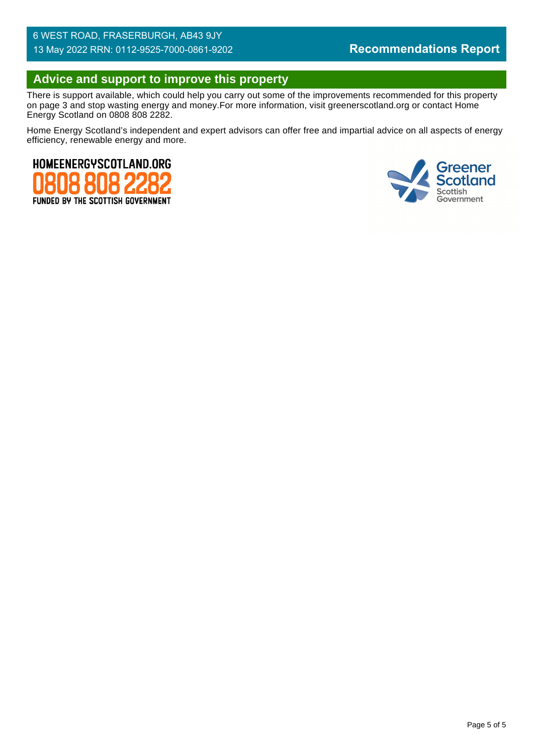## Advice and support to improve this property

There is support available, which could help you carry out some of the improvements recommended for this property on page 3 and stop wasting energy and money.For more information, visit greenerscotland.org or contact Home Energy Scotland on 0808 808 2282.

Home Energy Scotland's independent and expert advisors can offer free and impartial advice on all aspects of energy efficiency, renewable energy and more.

HOMEENERGYSCOTLAND.ORG
0808 808 2282
FUNDED BY THE SCOTTISH GOVERNMENT

Greener Scotland
Scottish Government